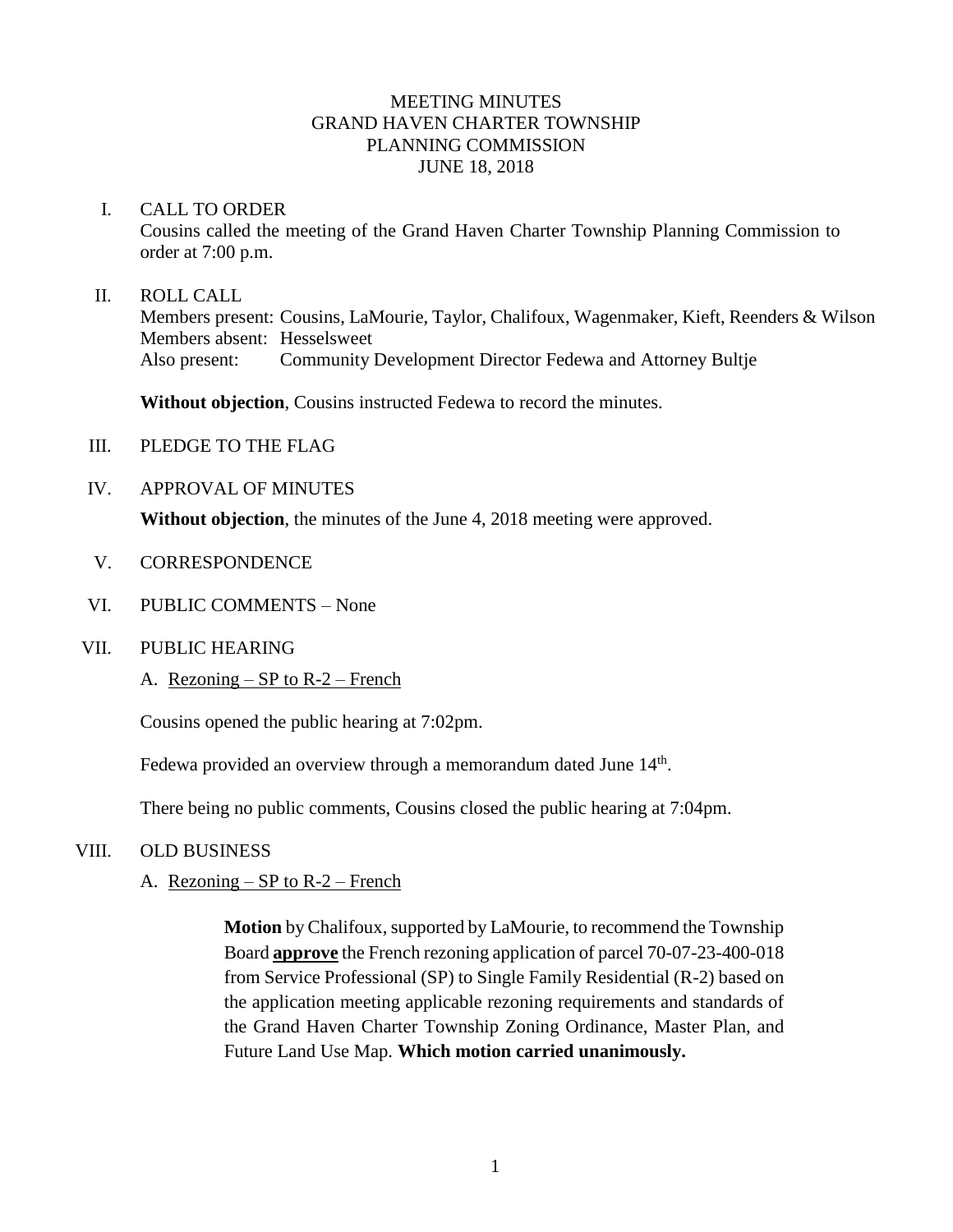# MEETING MINUTES
## GRAND HAVEN CHARTER TOWNSHIP
## PLANNING COMMISSION
## JUNE 18, 2018

I. CALL TO ORDER

Cousins called the meeting of the Grand Haven Charter Township Planning Commission to order at 7:00 p.m.

II. ROLL CALL

Members present: Cousins, LaMourie, Taylor, Chalifoux, Wagenmaker, Kieft, Reenders & Wilson
Members absent: Hesselsweet
Also present: Community Development Director Fedewa and Attorney Bultje

**Without objection**, Cousins instructed Fedewa to record the minutes.

III. PLEDGE TO THE FLAG

IV. APPROVAL OF MINUTES

**Without objection**, the minutes of the June 4, 2018 meeting were approved.

V. CORRESPONDENCE

VI. PUBLIC COMMENTS – None

VII. PUBLIC HEARING

A. Rezoning – SP to R-2 – French

Cousins opened the public hearing at 7:02pm.

Fedewa provided an overview through a memorandum dated June 14th.

There being no public comments, Cousins closed the public hearing at 7:04pm.

VIII. OLD BUSINESS

A. Rezoning – SP to R-2 – French

> **Motion** by Chalifoux, supported by LaMourie, to recommend the Township Board **approve** the French rezoning application of parcel 70-07-23-400-018 from Service Professional (SP) to Single Family Residential (R-2) based on the application meeting applicable rezoning requirements and standards of the Grand Haven Charter Township Zoning Ordinance, Master Plan, and Future Land Use Map. **Which motion carried unanimously.**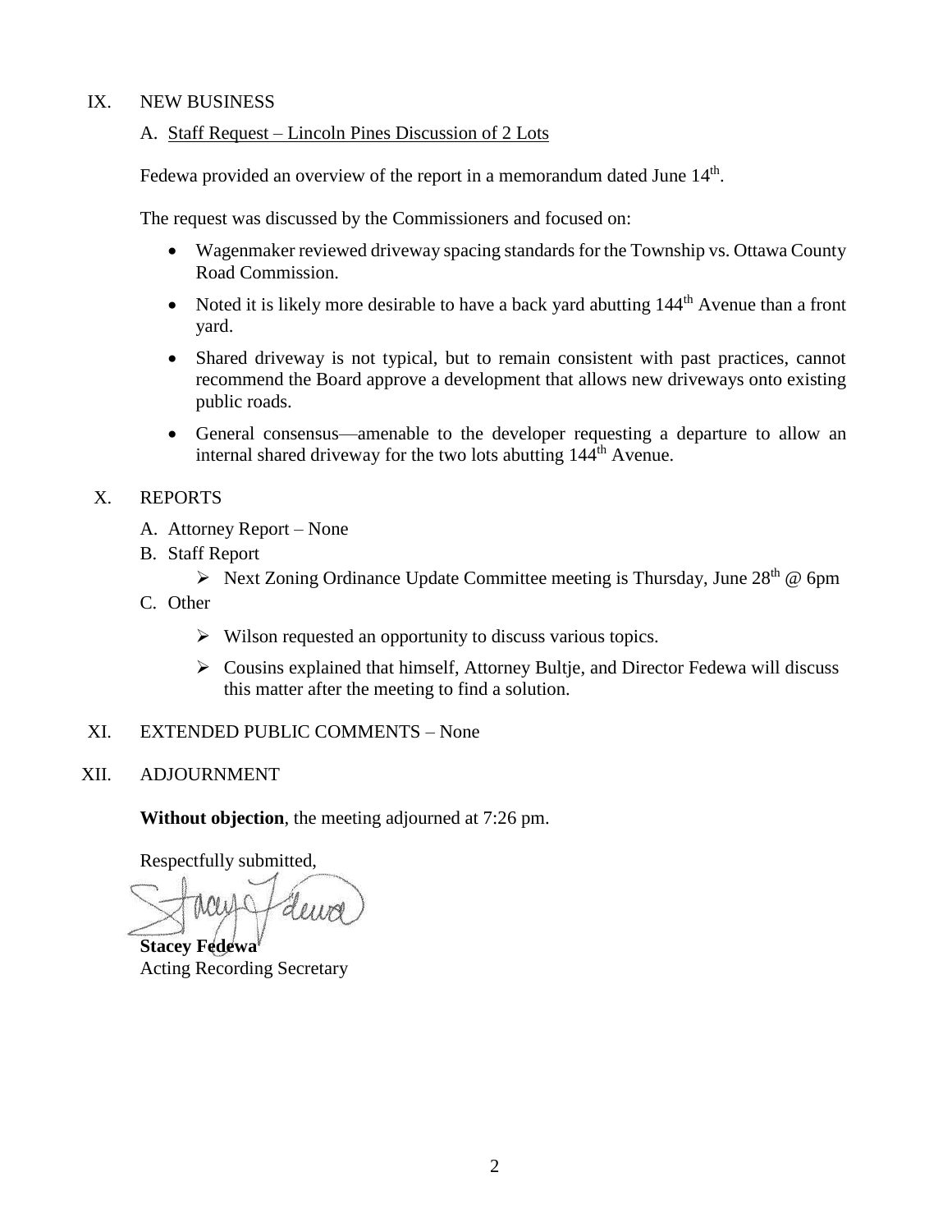## IX. NEW BUSINESS

A. Staff Request – Lincoln Pines Discussion of 2 Lots

Fedewa provided an overview of the report in a memorandum dated June 14th.

The request was discussed by the Commissioners and focused on:

- Wagenmaker reviewed driveway spacing standards for the Township vs. Ottawa County Road Commission.
- Noted it is likely more desirable to have a back yard abutting 144th Avenue than a front yard.
- Shared driveway is not typical, but to remain consistent with past practices, cannot recommend the Board approve a development that allows new driveways onto existing public roads.
- General consensus—amenable to the developer requesting a departure to allow an internal shared driveway for the two lots abutting 144th Avenue.

## X. REPORTS

A. Attorney Report – None

B. Staff Report

- Next Zoning Ordinance Update Committee meeting is Thursday, June 28th @ 6pm

C. Other

- Wilson requested an opportunity to discuss various topics.
- Cousins explained that himself, Attorney Bultje, and Director Fedewa will discuss this matter after the meeting to find a solution.

## XI. EXTENDED PUBLIC COMMENTS – None

## XII. ADJOURNMENT

**Without objection**, the meeting adjourned at 7:26 pm.

Respectfully submitted,

**Stacey Fedewa**
Acting Recording Secretary